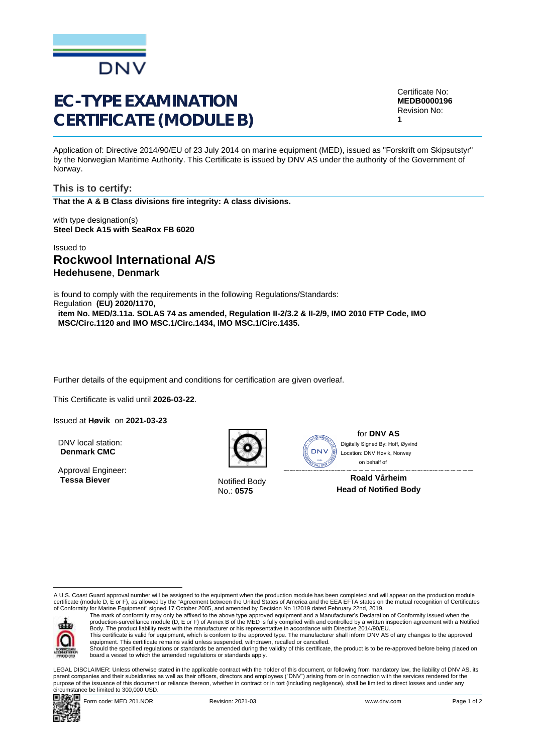DNV

# EC-TYPE EXAMINATION CERTIFICATE (MODULE B)

Certificate No:
**MEDB0000196**
Revision No:
**1**

Application of: Directive 2014/90/EU of 23 July 2014 on marine equipment (MED), issued as "Forskrift om Skipsutstyr" by the Norwegian Maritime Authority. This Certificate is issued by DNV AS under the authority of the Government of Norway.

## This is to certify:

**That the A & B Class divisions fire integrity: A class divisions.**

with type designation(s)
**Steel Deck A15 with SeaRox FB 6020**

Issued to

## Rockwool International A/S

**Hedehusene**, **Denmark**

is found to comply with the requirements in the following Regulations/Standards:
Regulation **(EU) 2020/1170,**
**item No. MED/3.11a. SOLAS 74 as amended, Regulation II-2/3.2 & II-2/9, IMO 2010 FTP Code, IMO MSC/Circ.1120 and IMO MSC.1/Circ.1434, IMO MSC.1/Circ.1435.**

Further details of the equipment and conditions for certification are given overleaf.

This Certificate is valid until **2026-03-22**.

Issued at **Høvik** on **2021-03-23**

DNV local station:
**Denmark CMC**

Approval Engineer:
**Tessa Biever**

Notified Body
No.: **0575**

for **DNV AS**
Digitally Signed By: Hoff, Øyvind
Location: DNV Høvik, Norway
on behalf of

**Roald Vårheim**
**Head of Notified Body**

A U.S. Coast Guard approval number will be assigned to the equipment when the production module has been completed and will appear on the production module certificate (module D, E or F), as allowed by the "Agreement between the United States of America and the EEA EFTA states on the mutual recognition of Certificates of Conformity for Marine Equipment" signed 17 October 2005, and amended by Decision No 1/2019 dated February 22nd, 2019.

The mark of conformity may only be affixed to the above type approved equipment and a Manufacturer's Declaration of Conformity issued when the production-surveillance module (D, E or F) of Annex B of the MED is fully complied with and controlled by a written inspection agreement with a Notified Body. The product liability rests with the manufacturer or his representative in accordance with Directive 2014/90/EU.
This certificate is valid for equipment, which is conform to the approved type. The manufacturer shall inform DNV AS of any changes to the approved equipment. This certificate remains valid unless suspended, withdrawn, recalled or cancelled.
Should the specified regulations or standards be amended during the validity of this certificate, the product is to be re-approved before being placed on board a vessel to which the amended regulations or standards apply.

LEGAL DISCLAIMER: Unless otherwise stated in the applicable contract with the holder of this document, or following from mandatory law, the liability of DNV AS, its parent companies and their subsidiaries as well as their officers, directors and employees ("DNV") arising from or in connection with the services rendered for the purpose of the issuance of this document or reliance thereon, whether in contract or in tort (including negligence), shall be limited to direct losses and under any circumstance be limited to 300,000 USD.

Form code: MED 201.NOR    Revision: 2021-03    www.dnv.com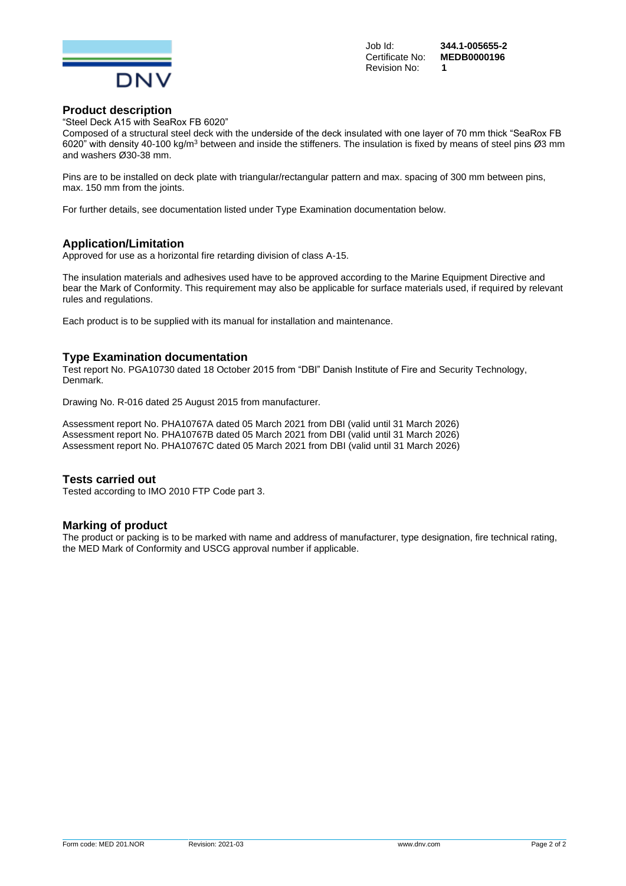Job Id: **344.1-005655-2**
Certificate No: **MEDB0000196**
Revision No: **1**

## Product description

"Steel Deck A15 with SeaRox FB 6020"

Composed of a structural steel deck with the underside of the deck insulated with one layer of 70 mm thick "SeaRox FB 6020" with density 40-100 kg/m³ between and inside the stiffeners. The insulation is fixed by means of steel pins Ø3 mm and washers Ø30-38 mm.

Pins are to be installed on deck plate with triangular/rectangular pattern and max. spacing of 300 mm between pins, max. 150 mm from the joints.

For further details, see documentation listed under Type Examination documentation below.

## Application/Limitation

Approved for use as a horizontal fire retarding division of class A-15.

The insulation materials and adhesives used have to be approved according to the Marine Equipment Directive and bear the Mark of Conformity. This requirement may also be applicable for surface materials used, if required by relevant rules and regulations.

Each product is to be supplied with its manual for installation and maintenance.

## Type Examination documentation

Test report No. PGA10730 dated 18 October 2015 from "DBI" Danish Institute of Fire and Security Technology, Denmark.

Drawing No. R-016 dated 25 August 2015 from manufacturer.

Assessment report No. PHA10767A dated 05 March 2021 from DBI (valid until 31 March 2026)
Assessment report No. PHA10767B dated 05 March 2021 from DBI (valid until 31 March 2026)
Assessment report No. PHA10767C dated 05 March 2021 from DBI (valid until 31 March 2026)

## Tests carried out

Tested according to IMO 2010 FTP Code part 3.

## Marking of product

The product or packing is to be marked with name and address of manufacturer, type designation, fire technical rating, the MED Mark of Conformity and USCG approval number if applicable.

Form code: MED 201.NOR Revision: 2021-03 www.dnv.com